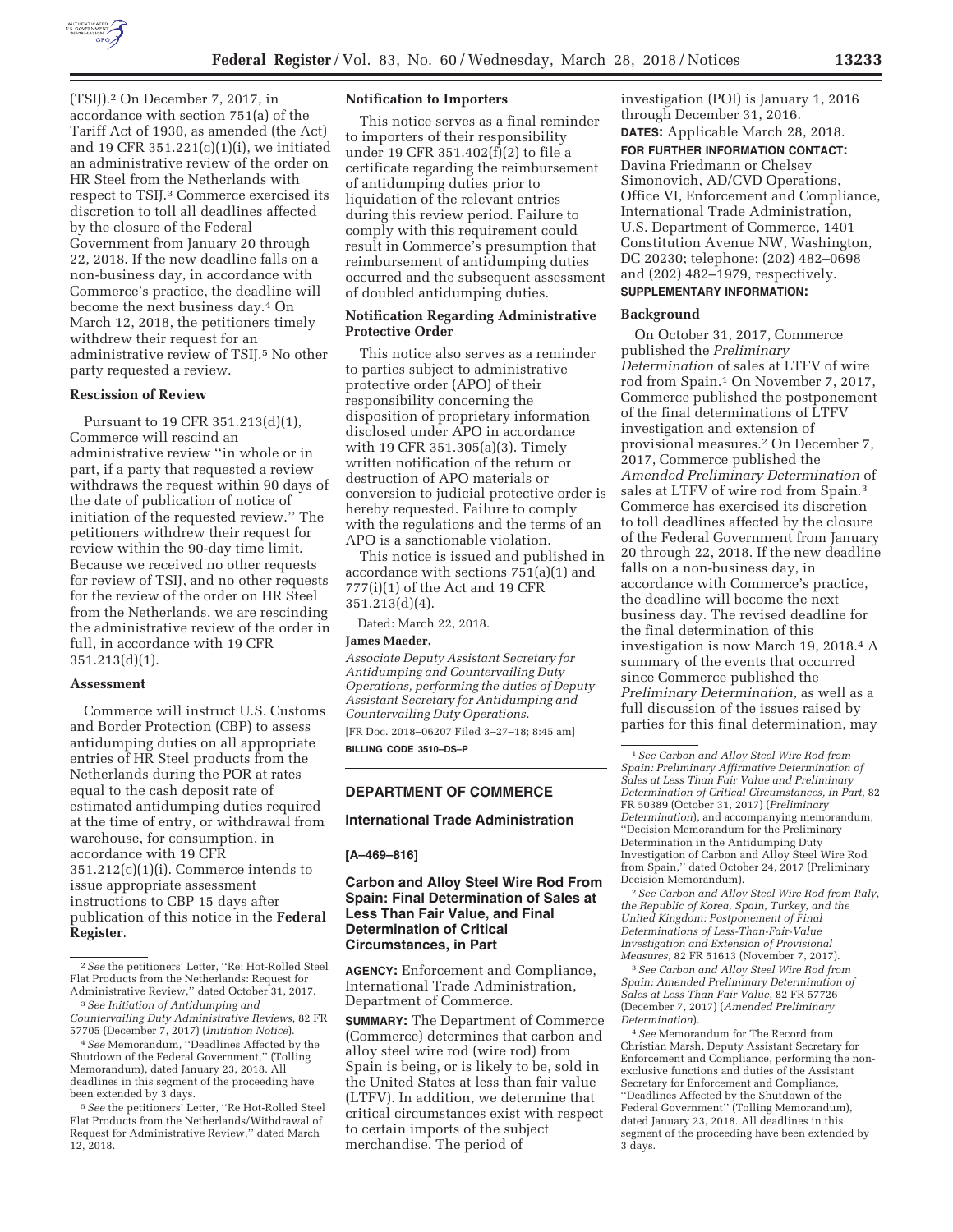(TSIJ).[2] On December 7, 2017, in accordance with section 751(a) of the Tariff Act of 1930, as amended (the Act) and 19 CFR 351.221(c)(1)(i), we initiated an administrative review of the order on HR Steel from the Netherlands with respect to TSIJ.[3] Commerce exercised its discretion to toll all deadlines affected by the closure of the Federal Government from January 20 through 22, 2018. If the new deadline falls on a non-business day, in accordance with Commerce's practice, the deadline will become the next business day.[4] On March 12, 2018, the petitioners timely withdrew their request for an administrative review of TSIJ.[5] No other party requested a review.

### Rescission of Review

Pursuant to 19 CFR 351.213(d)(1), Commerce will rescind an administrative review ''in whole or in part, if a party that requested a review withdraws the request within 90 days of the date of publication of notice of initiation of the requested review.'' The petitioners withdrew their request for review within the 90-day time limit. Because we received no other requests for review of TSIJ, and no other requests for the review of the order on HR Steel from the Netherlands, we are rescinding the administrative review of the order in full, in accordance with 19 CFR 351.213(d)(1).

### Assessment

Commerce will instruct U.S. Customs and Border Protection (CBP) to assess antidumping duties on all appropriate entries of HR Steel products from the Netherlands during the POR at rates equal to the cash deposit rate of estimated antidumping duties required at the time of entry, or withdrawal from warehouse, for consumption, in accordance with 19 CFR 351.212(c)(1)(i). Commerce intends to issue appropriate assessment instructions to CBP 15 days after publication of this notice in the **Federal Register**.

[2] *See* the petitioners' Letter, ''Re: Hot-Rolled Steel Flat Products from the Netherlands: Request for Administrative Review,'' dated October 31, 2017.

[3] *See Initiation of Antidumping and Countervailing Duty Administrative Reviews,* 82 FR 57705 (December 7, 2017) (*Initiation Notice*).

[4] *See* Memorandum, ''Deadlines Affected by the Shutdown of the Federal Government,'' (Tolling Memorandum), dated January 23, 2018. All deadlines in this segment of the proceeding have been extended by 3 days.

[5] *See* the petitioners' Letter, ''Re Hot-Rolled Steel Flat Products from the Netherlands/Withdrawal of Request for Administrative Review,'' dated March 12, 2018.

### Notification to Importers

This notice serves as a final reminder to importers of their responsibility under 19 CFR 351.402(f)(2) to file a certificate regarding the reimbursement of antidumping duties prior to liquidation of the relevant entries during this review period. Failure to comply with this requirement could result in Commerce's presumption that reimbursement of antidumping duties occurred and the subsequent assessment of doubled antidumping duties.

### Notification Regarding Administrative Protective Order

This notice also serves as a reminder to parties subject to administrative protective order (APO) of their responsibility concerning the disposition of proprietary information disclosed under APO in accordance with 19 CFR 351.305(a)(3). Timely written notification of the return or destruction of APO materials or conversion to judicial protective order is hereby requested. Failure to comply with the regulations and the terms of an APO is a sanctionable violation.

This notice is issued and published in accordance with sections 751(a)(1) and 777(i)(1) of the Act and 19 CFR 351.213(d)(4).

Dated: March 22, 2018.

**James Maeder,**

*Associate Deputy Assistant Secretary for Antidumping and Countervailing Duty Operations, performing the duties of Deputy Assistant Secretary for Antidumping and Countervailing Duty Operations.*

[FR Doc. 2018–06207 Filed 3–27–18; 8:45 am]

**BILLING CODE 3510–DS–P**

---

## DEPARTMENT OF COMMERCE

### International Trade Administration

**[A–469–816]**

### Carbon and Alloy Steel Wire Rod From Spain: Final Determination of Sales at Less Than Fair Value, and Final Determination of Critical Circumstances, in Part

**AGENCY:** Enforcement and Compliance, International Trade Administration, Department of Commerce.

**SUMMARY:** The Department of Commerce (Commerce) determines that carbon and alloy steel wire rod (wire rod) from Spain is being, or is likely to be, sold in the United States at less than fair value (LTFV). In addition, we determine that critical circumstances exist with respect to certain imports of the subject merchandise. The period of investigation (POI) is January 1, 2016 through December 31, 2016.

**DATES:** Applicable March 28, 2018.

**FOR FURTHER INFORMATION CONTACT:** Davina Friedmann or Chelsey Simonovich, AD/CVD Operations, Office VI, Enforcement and Compliance, International Trade Administration, U.S. Department of Commerce, 1401 Constitution Avenue NW, Washington, DC 20230; telephone: (202) 482–0698 and (202) 482–1979, respectively.

**SUPPLEMENTARY INFORMATION:**

### Background

On October 31, 2017, Commerce published the *Preliminary Determination* of sales at LTFV of wire rod from Spain.[1] On November 7, 2017, Commerce published the postponement of the final determinations of LTFV investigation and extension of provisional measures.[2] On December 7, 2017, Commerce published the *Amended Preliminary Determination* of sales at LTFV of wire rod from Spain.[3] Commerce has exercised its discretion to toll deadlines affected by the closure of the Federal Government from January 20 through 22, 2018. If the new deadline falls on a non-business day, in accordance with Commerce's practice, the deadline will become the next business day. The revised deadline for the final determination of this investigation is now March 19, 2018.[4] A summary of the events that occurred since Commerce published the *Preliminary Determination,* as well as a full discussion of the issues raised by parties for this final determination, may

[1] *See Carbon and Alloy Steel Wire Rod from Spain: Preliminary Affirmative Determination of Sales at Less Than Fair Value and Preliminary Determination of Critical Circumstances, in Part,* 82 FR 50389 (October 31, 2017) (*Preliminary Determination*), and accompanying memorandum, ''Decision Memorandum for the Preliminary Determination in the Antidumping Duty Investigation of Carbon and Alloy Steel Wire Rod from Spain,'' dated October 24, 2017 (Preliminary Decision Memorandum).

[2] *See Carbon and Alloy Steel Wire Rod from Italy, the Republic of Korea, Spain, Turkey, and the United Kingdom: Postponement of Final Determinations of Less-Than-Fair-Value Investigation and Extension of Provisional Measures,* 82 FR 51613 (November 7, 2017).

[3] *See Carbon and Alloy Steel Wire Rod from Spain: Amended Preliminary Determination of Sales at Less Than Fair Value,* 82 FR 57726 (December 7, 2017) (*Amended Preliminary Determination*).

[4] *See* Memorandum for The Record from Christian Marsh, Deputy Assistant Secretary for Enforcement and Compliance, performing the non-exclusive functions and duties of the Assistant Secretary for Enforcement and Compliance, ''Deadlines Affected by the Shutdown of the Federal Government'' (Tolling Memorandum), dated January 23, 2018. All deadlines in this segment of the proceeding have been extended by 3 days.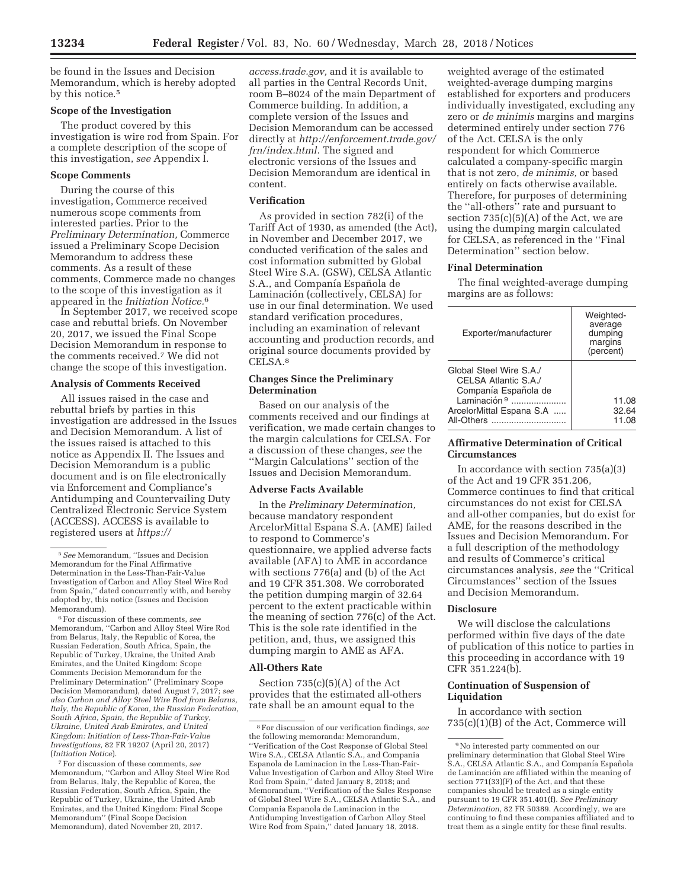be found in the Issues and Decision Memorandum, which is hereby adopted by this notice.[5]

### Scope of the Investigation

The product covered by this investigation is wire rod from Spain. For a complete description of the scope of this investigation, *see* Appendix I.

### Scope Comments

During the course of this investigation, Commerce received numerous scope comments from interested parties. Prior to the *Preliminary Determination,* Commerce issued a Preliminary Scope Decision Memorandum to address these comments. As a result of these comments, Commerce made no changes to the scope of this investigation as it appeared in the *Initiation Notice.*[6]

In September 2017, we received scope case and rebuttal briefs. On November 20, 2017, we issued the Final Scope Decision Memorandum in response to the comments received.[7] We did not change the scope of this investigation.

### Analysis of Comments Received

All issues raised in the case and rebuttal briefs by parties in this investigation are addressed in the Issues and Decision Memorandum. A list of the issues raised is attached to this notice as Appendix II. The Issues and Decision Memorandum is a public document and is on file electronically via Enforcement and Compliance's Antidumping and Countervailing Duty Centralized Electronic Service System (ACCESS). ACCESS is available to registered users at *https://access.trade.gov,* and it is available to all parties in the Central Records Unit, room B–8024 of the main Department of Commerce building. In addition, a complete version of the Issues and Decision Memorandum can be accessed directly at *http://enforcement.trade.gov/frn/index.html.* The signed and electronic versions of the Issues and Decision Memorandum are identical in content.

### Verification

As provided in section 782(i) of the Tariff Act of 1930, as amended (the Act), in November and December 2017, we conducted verification of the sales and cost information submitted by Global Steel Wire S.A. (GSW), CELSA Atlantic S.A., and Companía Española de Laminación (collectively, CELSA) for use in our final determination. We used standard verification procedures, including an examination of relevant accounting and production records, and original source documents provided by CELSA.[8]

### Changes Since the Preliminary Determination

Based on our analysis of the comments received and our findings at verification, we made certain changes to the margin calculations for CELSA. For a discussion of these changes, *see* the ''Margin Calculations'' section of the Issues and Decision Memorandum.

### Adverse Facts Available

In the *Preliminary Determination,* because mandatory respondent ArcelorMittal Espana S.A. (AME) failed to respond to Commerce's questionnaire, we applied adverse facts available (AFA) to AME in accordance with sections 776(a) and (b) of the Act and 19 CFR 351.308. We corroborated the petition dumping margin of 32.64 percent to the extent practicable within the meaning of section 776(c) of the Act. This is the sole rate identified in the petition, and, thus, we assigned this dumping margin to AME as AFA.

### All-Others Rate

Section 735(c)(5)(A) of the Act provides that the estimated all-others rate shall be an amount equal to the weighted average of the estimated weighted-average dumping margins established for exporters and producers individually investigated, excluding any zero or *de minimis* margins and margins determined entirely under section 776 of the Act. CELSA is the only respondent for which Commerce calculated a company-specific margin that is not zero, *de minimis,* or based entirely on facts otherwise available. Therefore, for purposes of determining the ''all-others'' rate and pursuant to section 735(c)(5)(A) of the Act, we are using the dumping margin calculated for CELSA, as referenced in the ''Final Determination'' section below.

### Final Determination

The final weighted-average dumping margins are as follows:

| Exporter/manufacturer | Weighted-average dumping margins (percent) |
|---|---|
| Global Steel Wire S.A./CELSA Atlantic S.A./Companía Española de Laminación[9] | 11.08 |
| ArcelorMittal Espana S.A | 32.64 |
| All-Others | 11.08 |

### Affirmative Determination of Critical Circumstances

In accordance with section 735(a)(3) of the Act and 19 CFR 351.206, Commerce continues to find that critical circumstances do not exist for CELSA and all-other companies, but do exist for AME, for the reasons described in the Issues and Decision Memorandum. For a full description of the methodology and results of Commerce's critical circumstances analysis, *see* the ''Critical Circumstances'' section of the Issues and Decision Memorandum.

### Disclosure

We will disclose the calculations performed within five days of the date of publication of this notice to parties in this proceeding in accordance with 19 CFR 351.224(b).

### Continuation of Suspension of Liquidation

In accordance with section 735(c)(1)(B) of the Act, Commerce will

---

[5] *See* Memorandum, ''Issues and Decision Memorandum for the Final Affirmative Determination in the Less-Than-Fair-Value Investigation of Carbon and Alloy Steel Wire Rod from Spain,'' dated concurrently with, and hereby adopted by, this notice (Issues and Decision Memorandum).

[6] For discussion of these comments, *see* Memorandum, ''Carbon and Alloy Steel Wire Rod from Belarus, Italy, the Republic of Korea, the Russian Federation, South Africa, Spain, the Republic of Turkey, Ukraine, the United Arab Emirates, and the United Kingdom: Scope Comments Decision Memorandum for the Preliminary Determination'' (Preliminary Scope Decision Memorandum), dated August 7, 2017; *see also Carbon and Alloy Steel Wire Rod from Belarus, Italy, the Republic of Korea, the Russian Federation, South Africa, Spain, the Republic of Turkey, Ukraine, United Arab Emirates, and United Kingdom: Initiation of Less-Than-Fair-Value Investigations,* 82 FR 19207 (April 20, 2017) (*Initiation Notice*).

[7] For discussion of these comments, *see* Memorandum, ''Carbon and Alloy Steel Wire Rod from Belarus, Italy, the Republic of Korea, the Russian Federation, South Africa, Spain, the Republic of Turkey, Ukraine, the United Arab Emirates, and the United Kingdom: Final Scope Memorandum'' (Final Scope Decision Memorandum), dated November 20, 2017.

[8] For discussion of our verification findings, *see* the following memoranda: Memorandum, ''Verification of the Cost Response of Global Steel Wire S.A., CELSA Atlantic S.A., and Compania Espanola de Laminacion in the Less-Than-Fair-Value Investigation of Carbon and Alloy Steel Wire Rod from Spain,'' dated January 8, 2018; and Memorandum, ''Verification of the Sales Response of Global Steel Wire S.A., CELSA Atlantic S.A., and Compania Espanola de Laminacion in the Antidumping Investigation of Carbon Alloy Steel Wire Rod from Spain,'' dated January 18, 2018.

[9] No interested party commented on our preliminary determination that Global Steel Wire S.A., CELSA Atlantic S.A., and Compania Española de Laminación are affiliated within the meaning of section 771(33)(F) of the Act, and that these companies should be treated as a single entity pursuant to 19 CFR 351.401(f). *See Preliminary Determination,* 82 FR 50389. Accordingly, we are continuing to find these companies affiliated and to treat them as a single entity for these final results.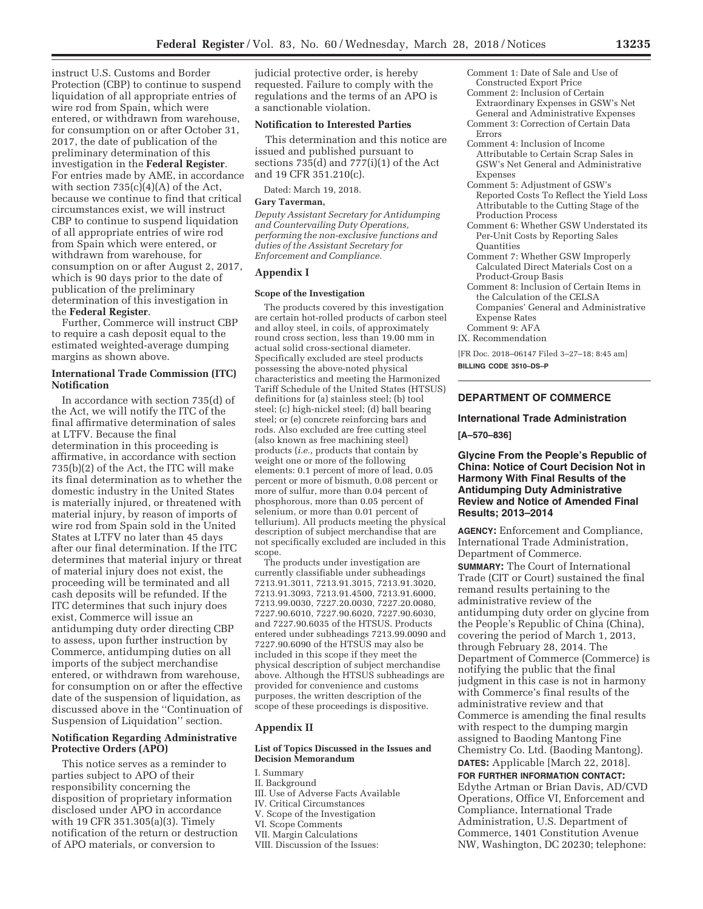instruct U.S. Customs and Border Protection (CBP) to continue to suspend liquidation of all appropriate entries of wire rod from Spain, which were entered, or withdrawn from warehouse, for consumption on or after October 31, 2017, the date of publication of the preliminary determination of this investigation in the **Federal Register**. For entries made by AME, in accordance with section 735(c)(4)(A) of the Act, because we continue to find that critical circumstances exist, we will instruct CBP to continue to suspend liquidation of all appropriate entries of wire rod from Spain which were entered, or withdrawn from warehouse, for consumption on or after August 2, 2017, which is 90 days prior to the date of publication of the preliminary determination of this investigation in the **Federal Register**.

Further, Commerce will instruct CBP to require a cash deposit equal to the estimated weighted-average dumping margins as shown above.

### International Trade Commission (ITC) Notification

In accordance with section 735(d) of the Act, we will notify the ITC of the final affirmative determination of sales at LTFV. Because the final determination in this proceeding is affirmative, in accordance with section 735(b)(2) of the Act, the ITC will make its final determination as to whether the domestic industry in the United States is materially injured, or threatened with material injury, by reason of imports of wire rod from Spain sold in the United States at LTFV no later than 45 days after our final determination. If the ITC determines that material injury or threat of material injury does not exist, the proceeding will be terminated and all cash deposits will be refunded. If the ITC determines that such injury does exist, Commerce will issue an antidumping duty order directing CBP to assess, upon further instruction by Commerce, antidumping duties on all imports of the subject merchandise entered, or withdrawn from warehouse, for consumption on or after the effective date of the suspension of liquidation, as discussed above in the ''Continuation of Suspension of Liquidation'' section.

### Notification Regarding Administrative Protective Orders (APO)

This notice serves as a reminder to parties subject to APO of their responsibility concerning the disposition of proprietary information disclosed under APO in accordance with 19 CFR 351.305(a)(3). Timely notification of the return or destruction of APO materials, or conversion to judicial protective order, is hereby requested. Failure to comply with the regulations and the terms of an APO is a sanctionable violation.

### Notification to Interested Parties

This determination and this notice are issued and published pursuant to sections 735(d) and 777(i)(1) of the Act and 19 CFR 351.210(c).

Dated: March 19, 2018.

**Gary Taverman,**

*Deputy Assistant Secretary for Antidumping and Countervailing Duty Operations, performing the non-exclusive functions and duties of the Assistant Secretary for Enforcement and Compliance.*

## Appendix I

#### Scope of the Investigation

The products covered by this investigation are certain hot-rolled products of carbon steel and alloy steel, in coils, of approximately round cross section, less than 19.00 mm in actual solid cross-sectional diameter. Specifically excluded are steel products possessing the above-noted physical characteristics and meeting the Harmonized Tariff Schedule of the United States (HTSUS) definitions for (a) stainless steel; (b) tool steel; (c) high-nickel steel; (d) ball bearing steel; or (e) concrete reinforcing bars and rods. Also excluded are free cutting steel (also known as free machining steel) products (*i.e.,* products that contain by weight one or more of the following elements: 0.1 percent of more of lead, 0.05 percent or more of bismuth, 0.08 percent or more of sulfur, more than 0.04 percent of phosphorous, more than 0.05 percent of selenium, or more than 0.01 percent of tellurium). All products meeting the physical description of subject merchandise that are not specifically excluded are included in this scope.

The products under investigation are currently classifiable under subheadings 7213.91.3011, 7213.91.3015, 7213.91.3020, 7213.91.3093, 7213.91.4500, 7213.91.6000, 7213.99.0030, 7227.20.0030, 7227.20.0080, 7227.90.6010, 7227.90.6020, 7227.90.6030, and 7227.90.6035 of the HTSUS. Products entered under subheadings 7213.99.0090 and 7227.90.6090 of the HTSUS may also be included in this scope if they meet the physical description of subject merchandise above. Although the HTSUS subheadings are provided for convenience and customs purposes, the written description of the scope of these proceedings is dispositive.

## Appendix II

#### List of Topics Discussed in the Issues and Decision Memorandum

I. Summary
II. Background
III. Use of Adverse Facts Available
IV. Critical Circumstances
V. Scope of the Investigation
VI. Scope Comments
VII. Margin Calculations
VIII. Discussion of the Issues:
Comment 1: Date of Sale and Use of Constructed Export Price
Comment 2: Inclusion of Certain Extraordinary Expenses in GSW's Net General and Administrative Expenses
Comment 3: Correction of Certain Data Errors
Comment 4: Inclusion of Income Attributable to Certain Scrap Sales in GSW's Net General and Administrative Expenses
Comment 5: Adjustment of GSW's Reported Costs To Reflect the Yield Loss Attributable to the Cutting Stage of the Production Process
Comment 6: Whether GSW Understated its Per-Unit Costs by Reporting Sales Quantities
Comment 7: Whether GSW Improperly Calculated Direct Materials Cost on a Product-Group Basis
Comment 8: Inclusion of Certain Items in the Calculation of the CELSA Companies' General and Administrative Expense Rates
Comment 9: AFA
IX. Recommendation

[FR Doc. 2018–06147 Filed 3–27–18; 8:45 am]

**BILLING CODE 3510–DS–P**

---

## DEPARTMENT OF COMMERCE

### International Trade Administration

**[A–570–836]**

### Glycine From the People's Republic of China: Notice of Court Decision Not in Harmony With Final Results of the Antidumping Duty Administrative Review and Notice of Amended Final Results; 2013–2014

**AGENCY:** Enforcement and Compliance, International Trade Administration, Department of Commerce.

**SUMMARY:** The Court of International Trade (CIT or Court) sustained the final remand results pertaining to the administrative review of the antidumping duty order on glycine from the People's Republic of China (China), covering the period of March 1, 2013, through February 28, 2014. The Department of Commerce (Commerce) is notifying the public that the final judgment in this case is not in harmony with Commerce's final results of the administrative review and that Commerce is amending the final results with respect to the dumping margin assigned to Baoding Mantong Fine Chemistry Co. Ltd. (Baoding Mantong).

**DATES:** Applicable [March 22, 2018].

**FOR FURTHER INFORMATION CONTACT:** Edythe Artman or Brian Davis, AD/CVD Operations, Office VI, Enforcement and Compliance, International Trade Administration, U.S. Department of Commerce, 1401 Constitution Avenue NW, Washington, DC 20230; telephone: